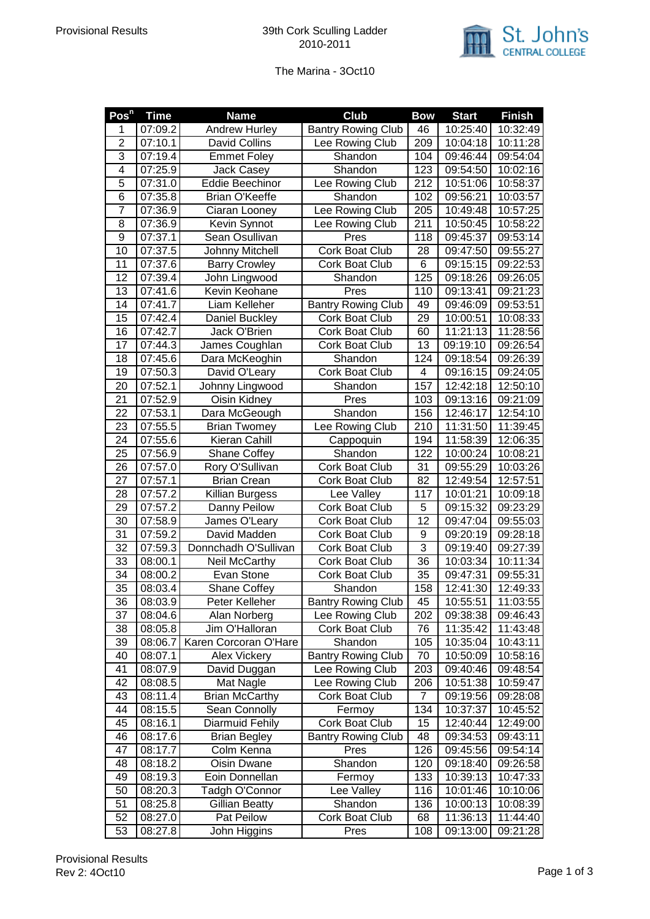Provisional Results

39th Cork Sculling Ladder
2010-2011

St. John's CENTRAL COLLEGE

The Marina - 3Oct10

| Pos^n | Time | Name | Club | Bow | Start | Finish |
|---|---|---|---|---|---|---|
| 1 | 07:09.2 | Andrew Hurley | Bantry Rowing Club | 46 | 10:25:40 | 10:32:49 |
| 2 | 07:10.1 | David Collins | Lee Rowing Club | 209 | 10:04:18 | 10:11:28 |
| 3 | 07:19.4 | Emmet Foley | Shandon | 104 | 09:46:44 | 09:54:04 |
| 4 | 07:25.9 | Jack Casey | Shandon | 123 | 09:54:50 | 10:02:16 |
| 5 | 07:31.0 | Eddie Beechinor | Lee Rowing Club | 212 | 10:51:06 | 10:58:37 |
| 6 | 07:35.8 | Brian O'Keeffe | Shandon | 102 | 09:56:21 | 10:03:57 |
| 7 | 07:36.9 | Ciaran Looney | Lee Rowing Club | 205 | 10:49:48 | 10:57:25 |
| 8 | 07:36.9 | Kevin Synnot | Lee Rowing Club | 211 | 10:50:45 | 10:58:22 |
| 9 | 07:37.1 | Sean Osullivan | Pres | 118 | 09:45:37 | 09:53:14 |
| 10 | 07:37.5 | Johnny Mitchell | Cork Boat Club | 28 | 09:47:50 | 09:55:27 |
| 11 | 07:37.6 | Barry Crowley | Cork Boat Club | 6 | 09:15:15 | 09:22:53 |
| 12 | 07:39.4 | John Lingwood | Shandon | 125 | 09:18:26 | 09:26:05 |
| 13 | 07:41.6 | Kevin Keohane | Pres | 110 | 09:13:41 | 09:21:23 |
| 14 | 07:41.7 | Liam Kelleher | Bantry Rowing Club | 49 | 09:46:09 | 09:53:51 |
| 15 | 07:42.4 | Daniel Buckley | Cork Boat Club | 29 | 10:00:51 | 10:08:33 |
| 16 | 07:42.7 | Jack O'Brien | Cork Boat Club | 60 | 11:21:13 | 11:28:56 |
| 17 | 07:44.3 | James Coughlan | Cork Boat Club | 13 | 09:19:10 | 09:26:54 |
| 18 | 07:45.6 | Dara McKeoghin | Shandon | 124 | 09:18:54 | 09:26:39 |
| 19 | 07:50.3 | David O'Leary | Cork Boat Club | 4 | 09:16:15 | 09:24:05 |
| 20 | 07:52.1 | Johnny Lingwood | Shandon | 157 | 12:42:18 | 12:50:10 |
| 21 | 07:52.9 | Oisin Kidney | Pres | 103 | 09:13:16 | 09:21:09 |
| 22 | 07:53.1 | Dara McGeough | Shandon | 156 | 12:46:17 | 12:54:10 |
| 23 | 07:55.5 | Brian Twomey | Lee Rowing Club | 210 | 11:31:50 | 11:39:45 |
| 24 | 07:55.6 | Kieran Cahill | Cappoquin | 194 | 11:58:39 | 12:06:35 |
| 25 | 07:56.9 | Shane Coffey | Shandon | 122 | 10:00:24 | 10:08:21 |
| 26 | 07:57.0 | Rory O'Sullivan | Cork Boat Club | 31 | 09:55:29 | 10:03:26 |
| 27 | 07:57.1 | Brian Crean | Cork Boat Club | 82 | 12:49:54 | 12:57:51 |
| 28 | 07:57.2 | Killian Burgess | Lee Valley | 117 | 10:01:21 | 10:09:18 |
| 29 | 07:57.2 | Danny Peilow | Cork Boat Club | 5 | 09:15:32 | 09:23:29 |
| 30 | 07:58.9 | James O'Leary | Cork Boat Club | 12 | 09:47:04 | 09:55:03 |
| 31 | 07:59.2 | David Madden | Cork Boat Club | 9 | 09:20:19 | 09:28:18 |
| 32 | 07:59.3 | Donnchadh O'Sullivan | Cork Boat Club | 3 | 09:19:40 | 09:27:39 |
| 33 | 08:00.1 | Neil McCarthy | Cork Boat Club | 36 | 10:03:34 | 10:11:34 |
| 34 | 08:00.2 | Evan Stone | Cork Boat Club | 35 | 09:47:31 | 09:55:31 |
| 35 | 08:03.4 | Shane Coffey | Shandon | 158 | 12:41:30 | 12:49:33 |
| 36 | 08:03.9 | Peter Kelleher | Bantry Rowing Club | 45 | 10:55:51 | 11:03:55 |
| 37 | 08:04.6 | Alan Norberg | Lee Rowing Club | 202 | 09:38:38 | 09:46:43 |
| 38 | 08:05.8 | Jim O'Halloran | Cork Boat Club | 76 | 11:35:42 | 11:43:48 |
| 39 | 08:06.7 | Karen Corcoran O'Hare | Shandon | 105 | 10:35:04 | 10:43:11 |
| 40 | 08:07.1 | Alex Vickery | Bantry Rowing Club | 70 | 10:50:09 | 10:58:16 |
| 41 | 08:07.9 | David Duggan | Lee Rowing Club | 203 | 09:40:46 | 09:48:54 |
| 42 | 08:08.5 | Mat Nagle | Lee Rowing Club | 206 | 10:51:38 | 10:59:47 |
| 43 | 08:11.4 | Brian McCarthy | Cork Boat Club | 7 | 09:19:56 | 09:28:08 |
| 44 | 08:15.5 | Sean Connolly | Fermoy | 134 | 10:37:37 | 10:45:52 |
| 45 | 08:16.1 | Diarmuid Fehily | Cork Boat Club | 15 | 12:40:44 | 12:49:00 |
| 46 | 08:17.6 | Brian Begley | Bantry Rowing Club | 48 | 09:34:53 | 09:43:11 |
| 47 | 08:17.7 | Colm Kenna | Pres | 126 | 09:45:56 | 09:54:14 |
| 48 | 08:18.2 | Oisin Dwane | Shandon | 120 | 09:18:40 | 09:26:58 |
| 49 | 08:19.3 | Eoin Donnellan | Fermoy | 133 | 10:39:13 | 10:47:33 |
| 50 | 08:20.3 | Tadgh O'Connor | Lee Valley | 116 | 10:01:46 | 10:10:06 |
| 51 | 08:25.8 | Gillian Beatty | Shandon | 136 | 10:00:13 | 10:08:39 |
| 52 | 08:27.0 | Pat Peilow | Cork Boat Club | 68 | 11:36:13 | 11:44:40 |
| 53 | 08:27.8 | John Higgins | Pres | 108 | 09:13:00 | 09:21:28 |

Provisional Results
Rev 2: 4Oct10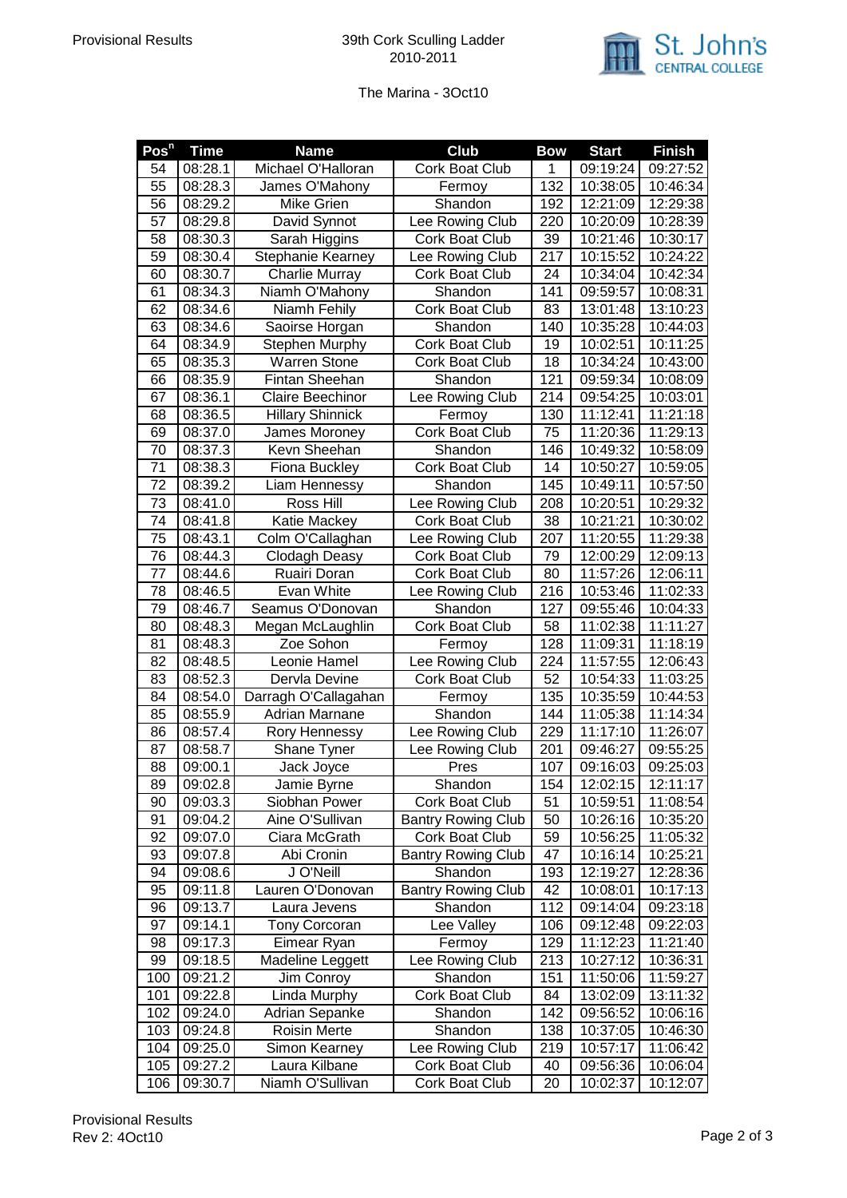Provisional Results

39th Cork Sculling Ladder
2010-2011

St. John's Central College

The Marina - 3Oct10

| Pos$^{n}$ | Time | Name | Club | Bow | Start | Finish |
|---|---|---|---|---|---|---|
| 54 | 08:28.1 | Michael O'Halloran | Cork Boat Club | 1 | 09:19:24 | 09:27:52 |
| 55 | 08:28.3 | James O'Mahony | Fermoy | 132 | 10:38:05 | 10:46:34 |
| 56 | 08:29.2 | Mike Grien | Shandon | 192 | 12:21:09 | 12:29:38 |
| 57 | 08:29.8 | David Synnot | Lee Rowing Club | 220 | 10:20:09 | 10:28:39 |
| 58 | 08:30.3 | Sarah Higgins | Cork Boat Club | 39 | 10:21:46 | 10:30:17 |
| 59 | 08:30.4 | Stephanie Kearney | Lee Rowing Club | 217 | 10:15:52 | 10:24:22 |
| 60 | 08:30.7 | Charlie Murray | Cork Boat Club | 24 | 10:34:04 | 10:42:34 |
| 61 | 08:34.3 | Niamh O'Mahony | Shandon | 141 | 09:59:57 | 10:08:31 |
| 62 | 08:34.6 | Niamh Fehily | Cork Boat Club | 83 | 13:01:48 | 13:10:23 |
| 63 | 08:34.6 | Saoirse Horgan | Shandon | 140 | 10:35:28 | 10:44:03 |
| 64 | 08:34.9 | Stephen Murphy | Cork Boat Club | 19 | 10:02:51 | 10:11:25 |
| 65 | 08:35.3 | Warren Stone | Cork Boat Club | 18 | 10:34:24 | 10:43:00 |
| 66 | 08:35.9 | Fintan Sheehan | Shandon | 121 | 09:59:34 | 10:08:09 |
| 67 | 08:36.1 | Claire Beechinor | Lee Rowing Club | 214 | 09:54:25 | 10:03:01 |
| 68 | 08:36.5 | Hillary Shinnick | Fermoy | 130 | 11:12:41 | 11:21:18 |
| 69 | 08:37.0 | James Moroney | Cork Boat Club | 75 | 11:20:36 | 11:29:13 |
| 70 | 08:37.3 | Kevn Sheehan | Shandon | 146 | 10:49:32 | 10:58:09 |
| 71 | 08:38.3 | Fiona Buckley | Cork Boat Club | 14 | 10:50:27 | 10:59:05 |
| 72 | 08:39.2 | Liam Hennessy | Shandon | 145 | 10:49:11 | 10:57:50 |
| 73 | 08:41.0 | Ross Hill | Lee Rowing Club | 208 | 10:20:51 | 10:29:32 |
| 74 | 08:41.8 | Katie Mackey | Cork Boat Club | 38 | 10:21:21 | 10:30:02 |
| 75 | 08:43.1 | Colm O'Callaghan | Lee Rowing Club | 207 | 11:20:55 | 11:29:38 |
| 76 | 08:44.3 | Clodagh Deasy | Cork Boat Club | 79 | 12:00:29 | 12:09:13 |
| 77 | 08:44.6 | Ruairi Doran | Cork Boat Club | 80 | 11:57:26 | 12:06:11 |
| 78 | 08:46.5 | Evan White | Lee Rowing Club | 216 | 10:53:46 | 11:02:33 |
| 79 | 08:46.7 | Seamus O'Donovan | Shandon | 127 | 09:55:46 | 10:04:33 |
| 80 | 08:48.3 | Megan McLaughlin | Cork Boat Club | 58 | 11:02:38 | 11:11:27 |
| 81 | 08:48.3 | Zoe Sohon | Fermoy | 128 | 11:09:31 | 11:18:19 |
| 82 | 08:48.5 | Leonie Hamel | Lee Rowing Club | 224 | 11:57:55 | 12:06:43 |
| 83 | 08:52.3 | Dervla Devine | Cork Boat Club | 52 | 10:54:33 | 11:03:25 |
| 84 | 08:54.0 | Darragh O'Callagahan | Fermoy | 135 | 10:35:59 | 10:44:53 |
| 85 | 08:55.9 | Adrian Marnane | Shandon | 144 | 11:05:38 | 11:14:34 |
| 86 | 08:57.4 | Rory Hennessy | Lee Rowing Club | 229 | 11:17:10 | 11:26:07 |
| 87 | 08:58.7 | Shane Tyner | Lee Rowing Club | 201 | 09:46:27 | 09:55:25 |
| 88 | 09:00.1 | Jack Joyce | Pres | 107 | 09:16:03 | 09:25:03 |
| 89 | 09:02.8 | Jamie Byrne | Shandon | 154 | 12:02:15 | 12:11:17 |
| 90 | 09:03.3 | Siobhan Power | Cork Boat Club | 51 | 10:59:51 | 11:08:54 |
| 91 | 09:04.2 | Aine O'Sullivan | Bantry Rowing Club | 50 | 10:26:16 | 10:35:20 |
| 92 | 09:07.0 | Ciara McGrath | Cork Boat Club | 59 | 10:56:25 | 11:05:32 |
| 93 | 09:07.8 | Abi Cronin | Bantry Rowing Club | 47 | 10:16:14 | 10:25:21 |
| 94 | 09:08.6 | J O'Neill | Shandon | 193 | 12:19:27 | 12:28:36 |
| 95 | 09:11.8 | Lauren O'Donovan | Bantry Rowing Club | 42 | 10:08:01 | 10:17:13 |
| 96 | 09:13.7 | Laura Jevens | Shandon | 112 | 09:14:04 | 09:23:18 |
| 97 | 09:14.1 | Tony Corcoran | Lee Valley | 106 | 09:12:48 | 09:22:03 |
| 98 | 09:17.3 | Eimear Ryan | Fermoy | 129 | 11:12:23 | 11:21:40 |
| 99 | 09:18.5 | Madeline Leggett | Lee Rowing Club | 213 | 10:27:12 | 10:36:31 |
| 100 | 09:21.2 | Jim Conroy | Shandon | 151 | 11:50:06 | 11:59:27 |
| 101 | 09:22.8 | Linda Murphy | Cork Boat Club | 84 | 13:02:09 | 13:11:32 |
| 102 | 09:24.0 | Adrian Sepanke | Shandon | 142 | 09:56:52 | 10:06:16 |
| 103 | 09:24.8 | Roisin Merte | Shandon | 138 | 10:37:05 | 10:46:30 |
| 104 | 09:25.0 | Simon Kearney | Lee Rowing Club | 219 | 10:57:17 | 11:06:42 |
| 105 | 09:27.2 | Laura Kilbane | Cork Boat Club | 40 | 09:56:36 | 10:06:04 |
| 106 | 09:30.7 | Niamh O'Sullivan | Cork Boat Club | 20 | 10:02:37 | 10:12:07 |

Provisional Results
Rev 2: 4Oct10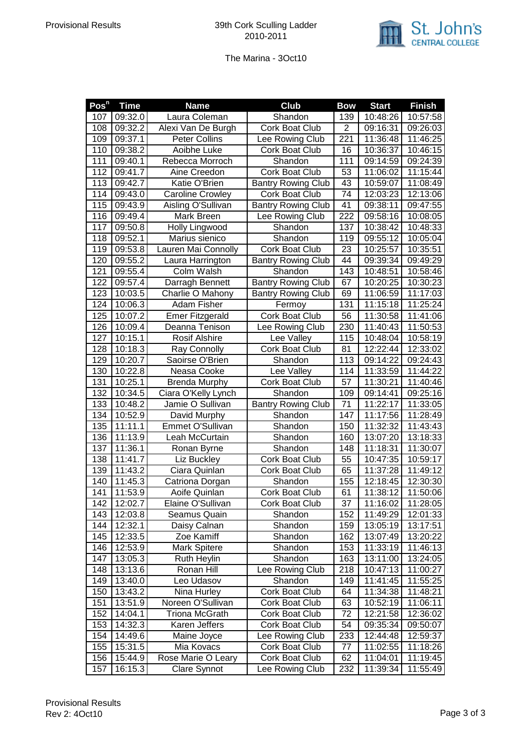Provisional Results

39th Cork Sculling Ladder
2010-2011

St. John's CENTRAL COLLEGE

The Marina - 3Oct10

| Pos$^{n}$ | Time | Name | Club | Bow | Start | Finish |
|---|---|---|---|---|---|---|
| 107 | 09:32.0 | Laura Coleman | Shandon | 139 | 10:48:26 | 10:57:58 |
| 108 | 09:32.2 | Alexi Van De Burgh | Cork Boat Club | 2 | 09:16:31 | 09:26:03 |
| 109 | 09:37.1 | Peter Collins | Lee Rowing Club | 221 | 11:36:48 | 11:46:25 |
| 110 | 09:38.2 | Aoibhe Luke | Cork Boat Club | 16 | 10:36:37 | 10:46:15 |
| 111 | 09:40.1 | Rebecca Morroch | Shandon | 111 | 09:14:59 | 09:24:39 |
| 112 | 09:41.7 | Aine Creedon | Cork Boat Club | 53 | 11:06:02 | 11:15:44 |
| 113 | 09:42.7 | Katie O'Brien | Bantry Rowing Club | 43 | 10:59:07 | 11:08:49 |
| 114 | 09:43.0 | Caroline Crowley | Cork Boat Club | 74 | 12:03:23 | 12:13:06 |
| 115 | 09:43.9 | Aisling O'Sullivan | Bantry Rowing Club | 41 | 09:38:11 | 09:47:55 |
| 116 | 09:49.4 | Mark Breen | Lee Rowing Club | 222 | 09:58:16 | 10:08:05 |
| 117 | 09:50.8 | Holly Lingwood | Shandon | 137 | 10:38:42 | 10:48:33 |
| 118 | 09:52.1 | Marius sienico | Shandon | 119 | 09:55:12 | 10:05:04 |
| 119 | 09:53.8 | Lauren Mai Connolly | Cork Boat Club | 23 | 10:25:57 | 10:35:51 |
| 120 | 09:55.2 | Laura Harrington | Bantry Rowing Club | 44 | 09:39:34 | 09:49:29 |
| 121 | 09:55.4 | Colm Walsh | Shandon | 143 | 10:48:51 | 10:58:46 |
| 122 | 09:57.4 | Darragh Bennett | Bantry Rowing Club | 67 | 10:20:25 | 10:30:23 |
| 123 | 10:03.5 | Charlie O Mahony | Bantry Rowing Club | 69 | 11:06:59 | 11:17:03 |
| 124 | 10:06.3 | Adam Fisher | Fermoy | 131 | 11:15:18 | 11:25:24 |
| 125 | 10:07.2 | Emer Fitzgerald | Cork Boat Club | 56 | 11:30:58 | 11:41:06 |
| 126 | 10:09.4 | Deanna Tenison | Lee Rowing Club | 230 | 11:40:43 | 11:50:53 |
| 127 | 10:15.1 | Rosif Alshire | Lee Valley | 115 | 10:48:04 | 10:58:19 |
| 128 | 10:18.3 | Ray Connolly | Cork Boat Club | 81 | 12:22:44 | 12:33:02 |
| 129 | 10:20.7 | Saoirse O'Brien | Shandon | 113 | 09:14:22 | 09:24:43 |
| 130 | 10:22.8 | Neasa Cooke | Lee Valley | 114 | 11:33:59 | 11:44:22 |
| 131 | 10:25.1 | Brenda Murphy | Cork Boat Club | 57 | 11:30:21 | 11:40:46 |
| 132 | 10:34.5 | Ciara O'Kelly Lynch | Shandon | 109 | 09:14:41 | 09:25:16 |
| 133 | 10:48.2 | Jamie O Sullivan | Bantry Rowing Club | 71 | 11:22:17 | 11:33:05 |
| 134 | 10:52.9 | David Murphy | Shandon | 147 | 11:17:56 | 11:28:49 |
| 135 | 11:11.1 | Emmet O'Sullivan | Shandon | 150 | 11:32:32 | 11:43:43 |
| 136 | 11:13.9 | Leah McCurtain | Shandon | 160 | 13:07:20 | 13:18:33 |
| 137 | 11:36.1 | Ronan Byrne | Shandon | 148 | 11:18:31 | 11:30:07 |
| 138 | 11:41.7 | Liz Buckley | Cork Boat Club | 55 | 10:47:35 | 10:59:17 |
| 139 | 11:43.2 | Ciara Quinlan | Cork Boat Club | 65 | 11:37:28 | 11:49:12 |
| 140 | 11:45.3 | Catriona Dorgan | Shandon | 155 | 12:18:45 | 12:30:30 |
| 141 | 11:53.9 | Aoife Quinlan | Cork Boat Club | 61 | 11:38:12 | 11:50:06 |
| 142 | 12:02.7 | Elaine O'Sullivan | Cork Boat Club | 37 | 11:16:02 | 11:28:05 |
| 143 | 12:03.8 | Seamus Quain | Shandon | 152 | 11:49:29 | 12:01:33 |
| 144 | 12:32.1 | Daisy Calnan | Shandon | 159 | 13:05:19 | 13:17:51 |
| 145 | 12:33.5 | Zoe Kamiff | Shandon | 162 | 13:07:49 | 13:20:22 |
| 146 | 12:53.9 | Mark Spitere | Shandon | 153 | 11:33:19 | 11:46:13 |
| 147 | 13:05.3 | Ruth Heylin | Shandon | 163 | 13:11:00 | 13:24:05 |
| 148 | 13:13.6 | Ronan Hill | Lee Rowing Club | 218 | 10:47:13 | 11:00:27 |
| 149 | 13:40.0 | Leo Udasov | Shandon | 149 | 11:41:45 | 11:55:25 |
| 150 | 13:43.2 | Nina Hurley | Cork Boat Club | 64 | 11:34:38 | 11:48:21 |
| 151 | 13:51.9 | Noreen O'Sullivan | Cork Boat Club | 63 | 10:52:19 | 11:06:11 |
| 152 | 14:04.1 | Triona McGrath | Cork Boat Club | 72 | 12:21:58 | 12:36:02 |
| 153 | 14:32.3 | Karen Jeffers | Cork Boat Club | 54 | 09:35:34 | 09:50:07 |
| 154 | 14:49.6 | Maine Joyce | Lee Rowing Club | 233 | 12:44:48 | 12:59:37 |
| 155 | 15:31.5 | Mia Kovacs | Cork Boat Club | 77 | 11:02:55 | 11:18:26 |
| 156 | 15:44.9 | Rose Marie O Leary | Cork Boat Club | 62 | 11:04:01 | 11:19:45 |
| 157 | 16:15.3 | Clare Synnot | Lee Rowing Club | 232 | 11:39:34 | 11:55:49 |

Provisional Results
Rev 2: 4Oct10